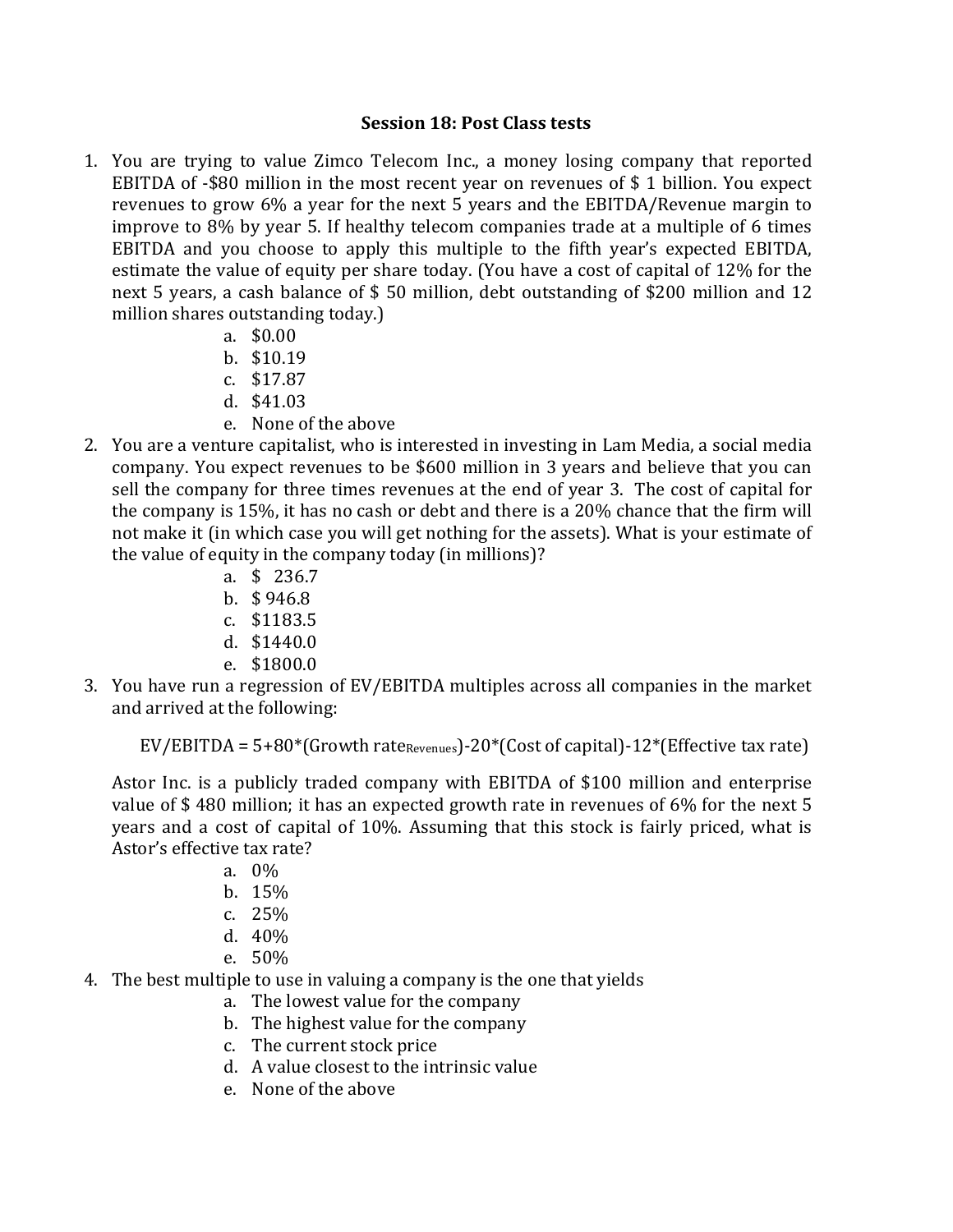# Session 18: Post Class tests

1. You are trying to value Zimco Telecom Inc., a money losing company that reported EBITDA of -$80 million in the most recent year on revenues of $ 1 billion. You expect revenues to grow 6% a year for the next 5 years and the EBITDA/Revenue margin to improve to 8% by year 5. If healthy telecom companies trade at a multiple of 6 times EBITDA and you choose to apply this multiple to the fifth year's expected EBITDA, estimate the value of equity per share today. (You have a cost of capital of 12% for the next 5 years, a cash balance of $ 50 million, debt outstanding of $200 million and 12 million shares outstanding today.)
   a. $0.00
   b. $10.19
   c. $17.87
   d. $41.03
   e. None of the above

2. You are a venture capitalist, who is interested in investing in Lam Media, a social media company. You expect revenues to be $600 million in 3 years and believe that you can sell the company for three times revenues at the end of year 3. The cost of capital for the company is 15%, it has no cash or debt and there is a 20% chance that the firm will not make it (in which case you will get nothing for the assets). What is your estimate of the value of equity in the company today (in millions)?
   a. $ 236.7
   b. $ 946.8
   c. $1183.5
   d. $1440.0
   e. $1800.0

3. You have run a regression of EV/EBITDA multiples across all companies in the market and arrived at the following:

   $$EV/EBITDA = 5+80*(\text{Growth rate}_{\text{Revenues}})-20*(\text{Cost of capital})-12*(\text{Effective tax rate})$$

   Astor Inc. is a publicly traded company with EBITDA of $100 million and enterprise value of $ 480 million; it has an expected growth rate in revenues of 6% for the next 5 years and a cost of capital of 10%. Assuming that this stock is fairly priced, what is Astor's effective tax rate?
   a. 0%
   b. 15%
   c. 25%
   d. 40%
   e. 50%

4. The best multiple to use in valuing a company is the one that yields
   a. The lowest value for the company
   b. The highest value for the company
   c. The current stock price
   d. A value closest to the intrinsic value
   e. None of the above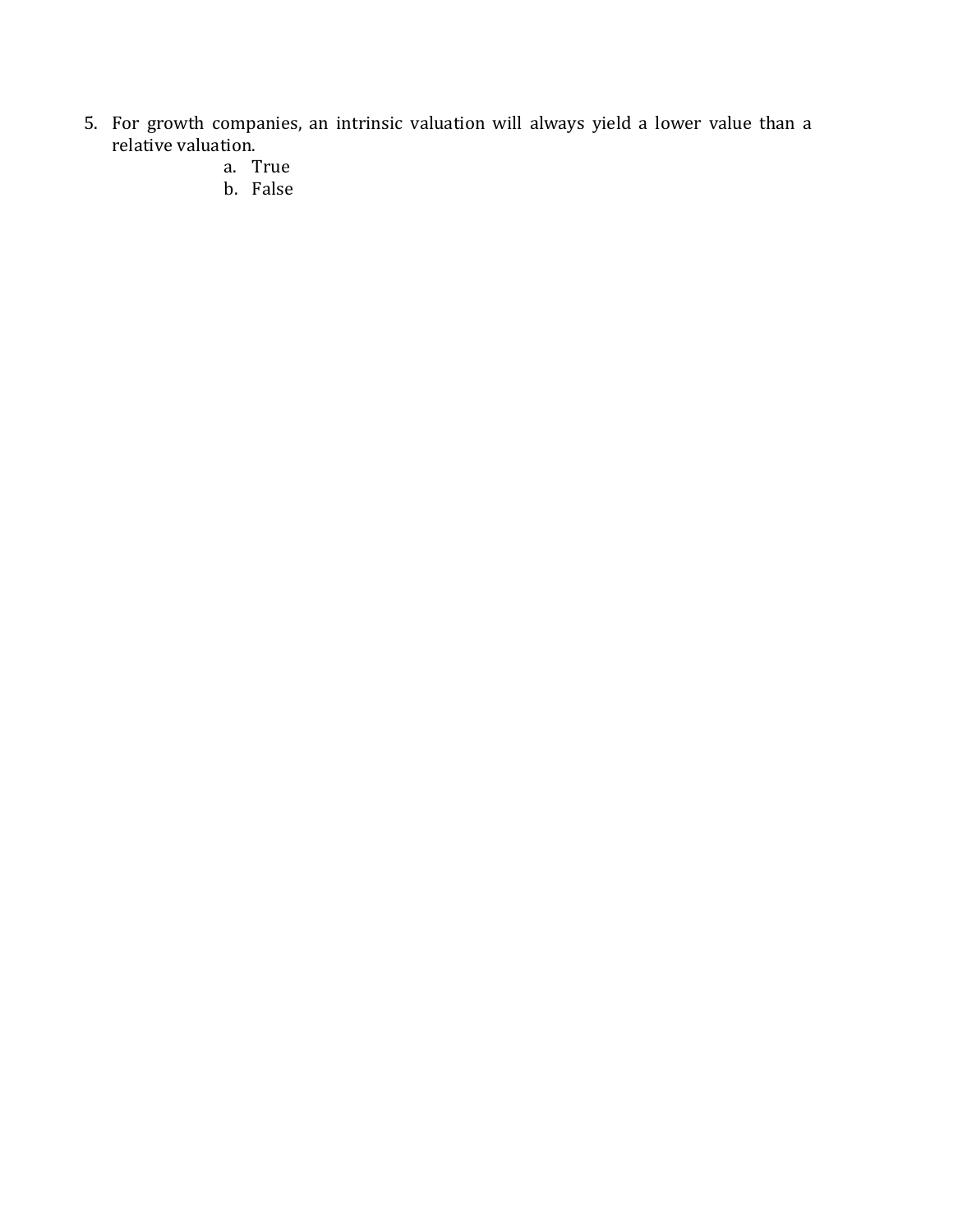5. For growth companies, an intrinsic valuation will always yield a lower value than a relative valuation.
    a. True
    b. False